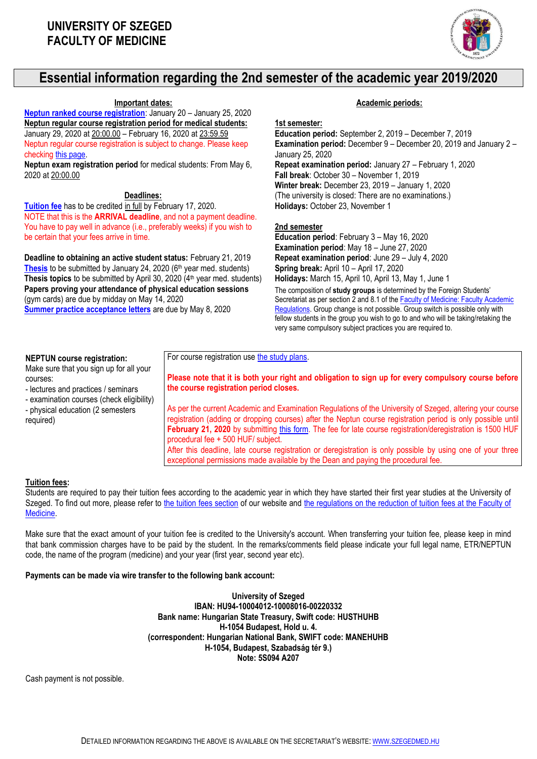# UNIVERSITY OF SZEGED
# FACULTY OF MEDICINE

## Essential information regarding the 2nd semester of the academic year 2019/2020

### Important dates:

**Neptun ranked course registration**: January 20 – January 25, 2020

**Neptun regular course registration period for medical students:** January 29, 2020 at 20:00.00 – February 16, 2020 at 23:59.59

Neptun regular course registration is subject to change. Please keep checking this page.

**Neptun exam registration period** for medical students: From May 6, 2020 at 20:00.00

### Deadlines:

**Tuition fee** has to be credited in full by February 17, 2020.

NOTE that this is the **ARRIVAL deadline**, and not a payment deadline. You have to pay well in advance (i.e., preferably weeks) if you wish to be certain that your fees arrive in time.

**Deadline to obtaining an active student status:** February 21, 2019

**Thesis** to be submitted by January 24, 2020 (6th year med. students)

**Thesis topics** to be submitted by April 30, 2020 (4th year med. students)

**Papers proving your attendance of physical education sessions** (gym cards) are due by midday on May 14, 2020

**Summer practice acceptance letters** are due by May 8, 2020

### Academic periods:

**1st semester:**

**Education period:** September 2, 2019 – December 7, 2019

**Examination period:** December 9 – December 20, 2019 and January 2 – January 25, 2020

**Repeat examination period:** January 27 – February 1, 2020

**Fall break**: October 30 – November 1, 2019

**Winter break:** December 23, 2019 – January 1, 2020

(The university is closed: There are no examinations.)

**Holidays:** October 23, November 1

**2nd semester**

**Education period**: February 3 – May 16, 2020

**Examination period**: May 18 – June 27, 2020

**Repeat examination period**: June 29 – July 4, 2020

**Spring break:** April 10 – April 17, 2020

**Holidays:** March 15, April 10, April 13, May 1, June 1

The composition of **study groups** is determined by the Foreign Students' Secretariat as per section 2 and 8.1 of the Faculty of Medicine: Faculty Academic Regulations. Group change is not possible. Group switch is possible only with fellow students in the group you wish to go to and who will be taking/retaking the very same compulsory subject practices you are required to.

### NEPTUN course registration:

Make sure that you sign up for all your courses:

- lectures and practices / seminars
- examination courses (check eligibility)
- physical education (2 semesters required)

For course registration use the study plans.

**Please note that it is both your right and obligation to sign up for every compulsory course before the course registration period closes.**

As per the current Academic and Examination Regulations of the University of Szeged, altering your course registration (adding or dropping courses) after the Neptun course registration period is only possible until **February 21, 2020** by submitting this form. The fee for late course registration/deregistration is 1500 HUF procedural fee + 500 HUF/ subject.

After this deadline, late course registration or deregistration is only possible by using one of your three exceptional permissions made available by the Dean and paying the procedural fee.

### Tuition fees:

Students are required to pay their tuition fees according to the academic year in which they have started their first year studies at the University of Szeged. To find out more, please refer to the tuition fees section of our website and the regulations on the reduction of tuition fees at the Faculty of Medicine.

Make sure that the exact amount of your tuition fee is credited to the University's account. When transferring your tuition fee, please keep in mind that bank commission charges have to be paid by the student. In the remarks/comments field please indicate your full legal name, ETR/NEPTUN code, the name of the program (medicine) and your year (first year, second year etc).

**Payments can be made via wire transfer to the following bank account:**

**University of Szeged**
**IBAN: HU94-10004012-10008016-00220332**
**Bank name: Hungarian State Treasury, Swift code: HUSTHUHB**
**H-1054 Budapest, Hold u. 4.**
**(correspondent: Hungarian National Bank, SWIFT code: MANEHUHB**
**H-1054, Budapest, Szabadság tér 9.)**
**Note: 5S094 A207**

Cash payment is not possible.

DETAILED INFORMATION REGARDING THE ABOVE IS AVAILABLE ON THE SECRETARIAT'S WEBSITE: WWW.SZEGEDMED.HU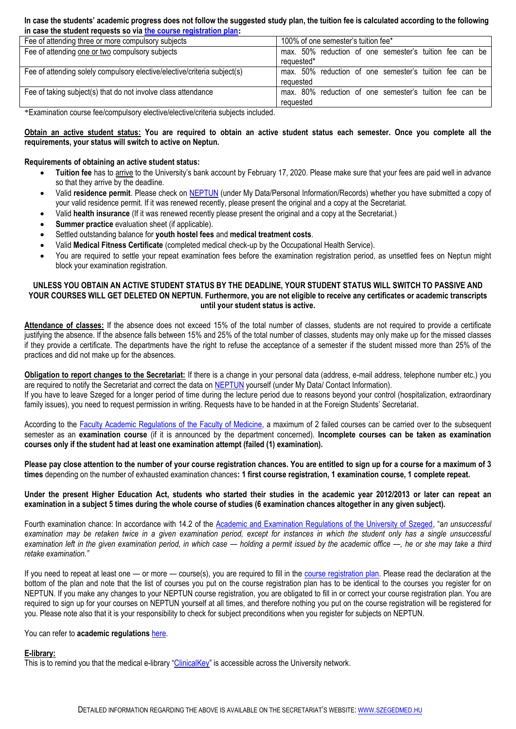**In case the students' academic progress does not follow the suggested study plan, the tuition fee is calculated according to the following in case the student requests so via the course registration plan:**

| | |
|---|---|
| Fee of attending three or more compulsory subjects | 100% of one semester's tuition fee* |
| Fee of attending one or two compulsory subjects | max. 50% reduction of one semester's tuition fee can be requested* |
| Fee of attending solely compulsory elective/elective/criteria subject(s) | max. 50% reduction of one semester's tuition fee can be requested |
| Fee of taking subject(s) that do not involve class attendance | max. 80% reduction of one semester's tuition fee can be requested |

*Examination course fee/compulsory elective/elective/criteria subjects included.

**Obtain an active student status: You are required to obtain an active student status each semester. Once you complete all the requirements, your status will switch to active on Neptun.**

**Requirements of obtaining an active student status:**

- **Tuition fee** has to arrive to the University's bank account by February 17, 2020. Please make sure that your fees are paid well in advance so that they arrive by the deadline.
- Valid **residence permit**. Please check on NEPTUN (under My Data/Personal Information/Records) whether you have submitted a copy of your valid residence permit. If it was renewed recently, please present the original and a copy at the Secretariat.
- Valid **health insurance** (If it was renewed recently please present the original and a copy at the Secretariat.)
- **Summer practice** evaluation sheet (if applicable).
- Settled outstanding balance for **youth hostel fees** and **medical treatment costs**.
- Valid **Medical Fitness Certificate** (completed medical check-up by the Occupational Health Service).
- You are required to settle your repeat examination fees before the examination registration period, as unsettled fees on Neptun might block your examination registration.

**UNLESS YOU OBTAIN AN ACTIVE STUDENT STATUS BY THE DEADLINE, YOUR STUDENT STATUS WILL SWITCH TO PASSIVE AND YOUR COURSES WILL GET DELETED ON NEPTUN. Furthermore, you are not eligible to receive any certificates or academic transcripts until your student status is active.**

**Attendance of classes:** If the absence does not exceed 15% of the total number of classes, students are not required to provide a certificate justifying the absence. If the absence falls between 15% and 25% of the total number of classes, students may only make up for the missed classes if they provide a certificate. The departments have the right to refuse the acceptance of a semester if the student missed more than 25% of the practices and did not make up for the absences.

**Obligation to report changes to the Secretariat:** If there is a change in your personal data (address, e-mail address, telephone number etc.) you are required to notify the Secretariat and correct the data on NEPTUN yourself (under My Data/ Contact Information).
If you have to leave Szeged for a longer period of time during the lecture period due to reasons beyond your control (hospitalization, extraordinary family issues), you need to request permission in writing. Requests have to be handed in at the Foreign Students' Secretariat.

According to the Faculty Academic Regulations of the Faculty of Medicine, a maximum of 2 failed courses can be carried over to the subsequent semester as an **examination course** (if it is announced by the department concerned). **Incomplete courses can be taken as examination courses only if the student had at least one examination attempt (failed (1) examination).**

**Please pay close attention to the number of your course registration chances. You are entitled to sign up for a course for a maximum of 3 times** depending on the number of exhausted examination chances**: 1 first course registration, 1 examination course, 1 complete repeat.**

**Under the present Higher Education Act, students who started their studies in the academic year 2012/2013 or later can repeat an examination in a subject 5 times during the whole course of studies (6 examination chances altogether in any given subject).**

Fourth examination chance: In accordance with 14.2 of the Academic and Examination Regulations of the University of Szeged, "*an unsuccessful examination may be retaken twice in a given examination period, except for instances in which the student only has a single unsuccessful examination left in the given examination period, in which case — holding a permit issued by the academic office —, he or she may take a third retake examination."*

If you need to repeat at least one — or more — course(s), you are required to fill in the course registration plan. Please read the declaration at the bottom of the plan and note that the list of courses you put on the course registration plan has to be identical to the courses you register for on NEPTUN. If you make any changes to your NEPTUN course registration, you are obligated to fill in or correct your course registration plan. You are required to sign up for your courses on NEPTUN yourself at all times, and therefore nothing you put on the course registration will be registered for you. Please note also that it is your responsibility to check for subject preconditions when you register for subjects on NEPTUN.

You can refer to **academic regulations** here.

**E-library:**
This is to remind you that the medical e-library "ClinicalKey" is accessible across the University network.

DETAILED INFORMATION REGARDING THE ABOVE IS AVAILABLE ON THE SECRETARIAT'S WEBSITE: WWW.SZEGEDMED.HU